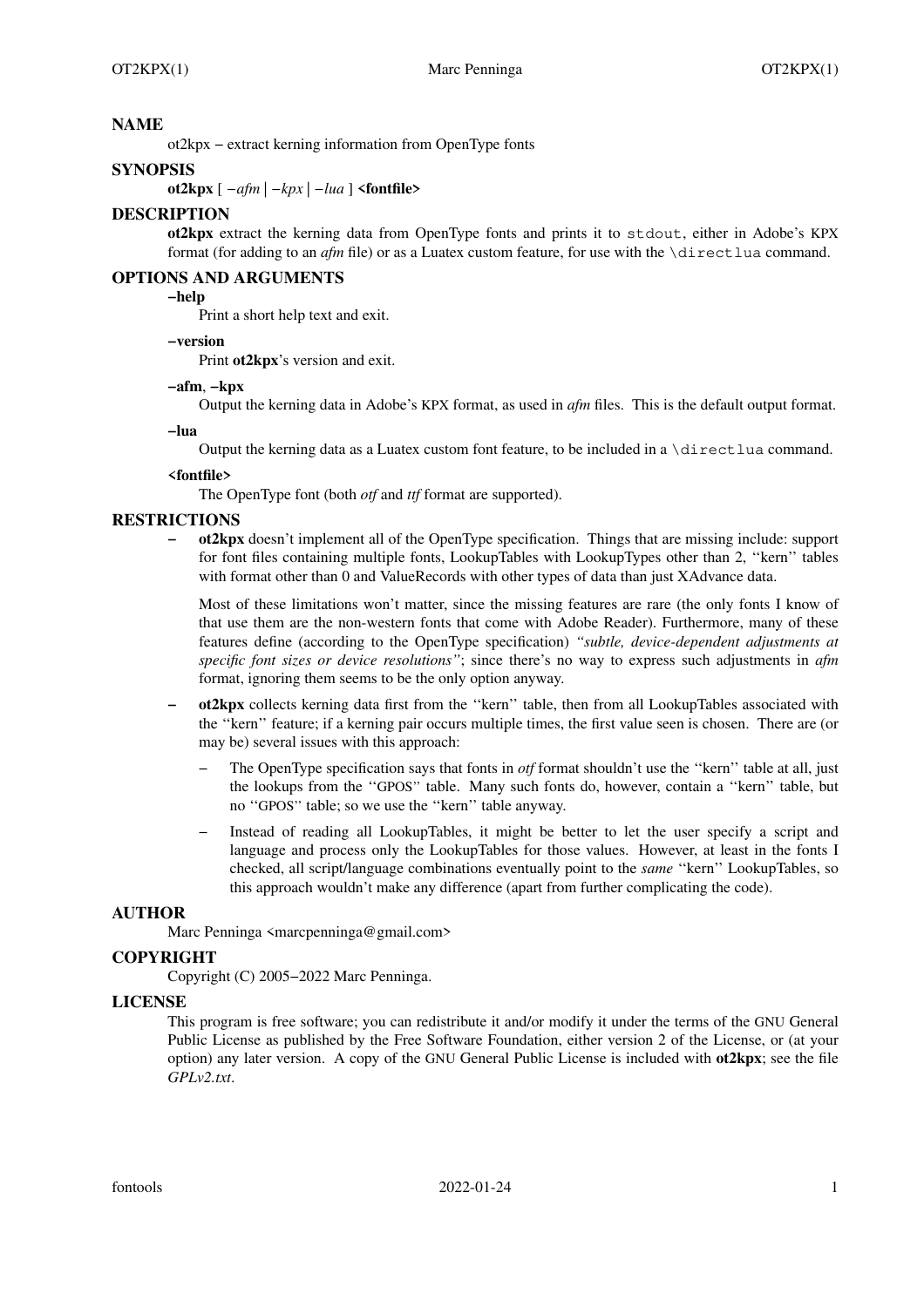## NAME

ot2kpx − extract kerning information from OpenType fonts

## SYNOPSIS

**ot2kpx** [ −*afm* | −*kpx* | −*lua* ] **<fontfile>**

## DESCRIPTION

**ot2kpx** extract the kerning data from OpenType fonts and prints it to `stdout`, either in Adobe's KPX format (for adding to an *afm* file) or as a Luatex custom feature, for use with the `\directlua` command.

## OPTIONS AND ARGUMENTS

**−help**

Print a short help text and exit.

**−version**

Print **ot2kpx**'s version and exit.

**−afm**, **−kpx**

Output the kerning data in Adobe's KPX format, as used in *afm* files. This is the default output format.

**−lua**

Output the kerning data as a Luatex custom font feature, to be included in a `\directlua` command.

**<fontfile>**

The OpenType font (both *otf* and *ttf* format are supported).

## RESTRICTIONS

− **ot2kpx** doesn't implement all of the OpenType specification. Things that are missing include: support for font files containing multiple fonts, LookupTables with LookupTypes other than 2, "kern" tables with format other than 0 and ValueRecords with other types of data than just XAdvance data.

  Most of these limitations won't matter, since the missing features are rare (the only fonts I know of that use them are the non-western fonts that come with Adobe Reader). Furthermore, many of these features define (according to the OpenType specification) *"subtle, device-dependent adjustments at specific font sizes or device resolutions"*; since there's no way to express such adjustments in *afm* format, ignoring them seems to be the only option anyway.

− **ot2kpx** collects kerning data first from the "kern" table, then from all LookupTables associated with the "kern" feature; if a kerning pair occurs multiple times, the first value seen is chosen. There are (or may be) several issues with this approach:

  − The OpenType specification says that fonts in *otf* format shouldn't use the "kern" table at all, just the lookups from the "GPOS" table. Many such fonts do, however, contain a "kern" table, but no "GPOS" table; so we use the "kern" table anyway.

  − Instead of reading all LookupTables, it might be better to let the user specify a script and language and process only the LookupTables for those values. However, at least in the fonts I checked, all script/language combinations eventually point to the *same* "kern" LookupTables, so this approach wouldn't make any difference (apart from further complicating the code).

## AUTHOR

Marc Penninga <marcpenninga@gmail.com>

## COPYRIGHT

Copyright (C) 2005−2022 Marc Penninga.

## LICENSE

This program is free software; you can redistribute it and/or modify it under the terms of the GNU General Public License as published by the Free Software Foundation, either version 2 of the License, or (at your option) any later version. A copy of the GNU General Public License is included with **ot2kpx**; see the file *GPLv2.txt*.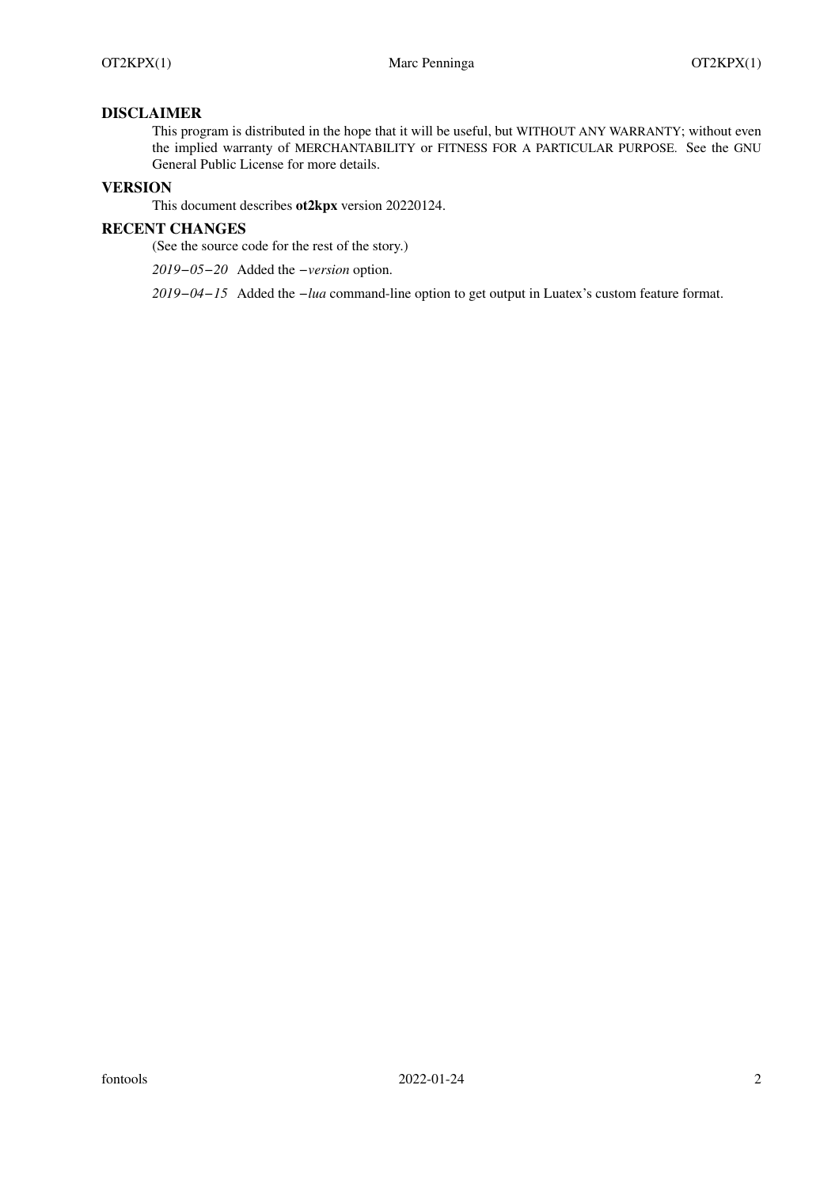## DISCLAIMER

This program is distributed in the hope that it will be useful, but WITHOUT ANY WARRANTY; without even the implied warranty of MERCHANTABILITY or FITNESS FOR A PARTICULAR PURPOSE. See the GNU General Public License for more details.

## VERSION

This document describes **ot2kpx** version 20220124.

## RECENT CHANGES

(See the source code for the rest of the story.)

*2019−05−20* Added the *−version* option.

*2019−04−15* Added the *−lua* command-line option to get output in Luatex's custom feature format.